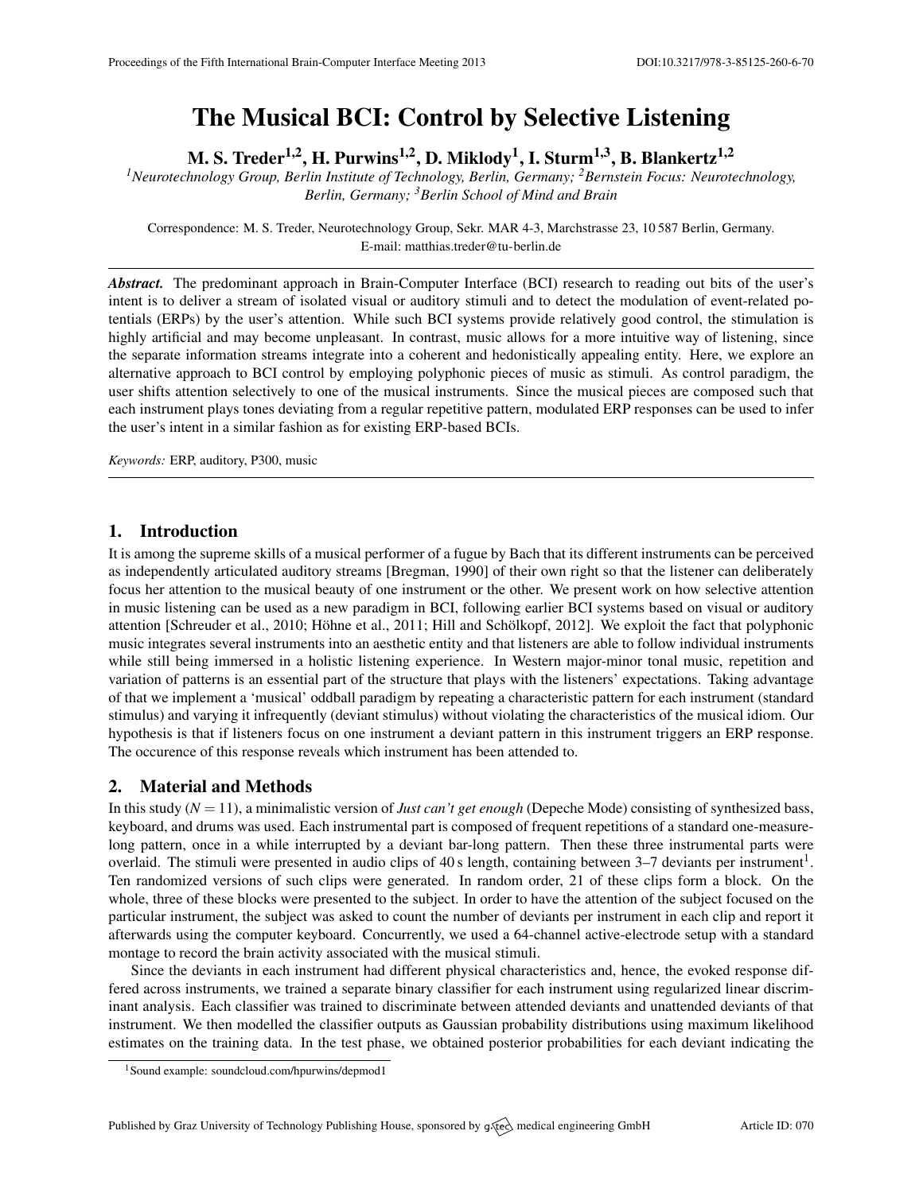# The Musical BCI: Control by Selective Listening

**M. S. Treder[1,2], H. Purwins[1,2], D. Miklody[1], I. Sturm[1,3], B. Blankertz[1,2]**

*[1]Neurotechnology Group, Berlin Institute of Technology, Berlin, Germany; [2]Bernstein Focus: Neurotechnology, Berlin, Germany; [3]Berlin School of Mind and Brain*

Correspondence: M. S. Treder, Neurotechnology Group, Sekr. MAR 4-3, Marchstrasse 23, 10 587 Berlin, Germany. E-mail: matthias.treder@tu-berlin.de

***Abstract.*** The predominant approach in Brain-Computer Interface (BCI) research to reading out bits of the user's intent is to deliver a stream of isolated visual or auditory stimuli and to detect the modulation of event-related potentials (ERPs) by the user's attention. While such BCI systems provide relatively good control, the stimulation is highly artificial and may become unpleasant. In contrast, music allows for a more intuitive way of listening, since the separate information streams integrate into a coherent and hedonistically appealing entity. Here, we explore an alternative approach to BCI control by employing polyphonic pieces of music as stimuli. As control paradigm, the user shifts attention selectively to one of the musical instruments. Since the musical pieces are composed such that each instrument plays tones deviating from a regular repetitive pattern, modulated ERP responses can be used to infer the user's intent in a similar fashion as for existing ERP-based BCIs.

*Keywords:* ERP, auditory, P300, music

## 1. Introduction

It is among the supreme skills of a musical performer of a fugue by Bach that its different instruments can be perceived as independently articulated auditory streams [Bregman, 1990] of their own right so that the listener can deliberately focus her attention to the musical beauty of one instrument or the other. We present work on how selective attention in music listening can be used as a new paradigm in BCI, following earlier BCI systems based on visual or auditory attention [Schreuder et al., 2010; Höhne et al., 2011; Hill and Schölkopf, 2012]. We exploit the fact that polyphonic music integrates several instruments into an aesthetic entity and that listeners are able to follow individual instruments while still being immersed in a holistic listening experience. In Western major-minor tonal music, repetition and variation of patterns is an essential part of the structure that plays with the listeners' expectations. Taking advantage of that we implement a 'musical' oddball paradigm by repeating a characteristic pattern for each instrument (standard stimulus) and varying it infrequently (deviant stimulus) without violating the characteristics of the musical idiom. Our hypothesis is that if listeners focus on one instrument a deviant pattern in this instrument triggers an ERP response. The occurence of this response reveals which instrument has been attended to.

## 2. Material and Methods

In this study ($N = 11$), a minimalistic version of *Just can't get enough* (Depeche Mode) consisting of synthesized bass, keyboard, and drums was used. Each instrumental part is composed of frequent repetitions of a standard one-measure-long pattern, once in a while interrupted by a deviant bar-long pattern. Then these three instrumental parts were overlaid. The stimuli were presented in audio clips of 40 s length, containing between 3–7 deviants per instrument[1]. Ten randomized versions of such clips were generated. In random order, 21 of these clips form a block. On the whole, three of these blocks were presented to the subject. In order to have the attention of the subject focused on the particular instrument, the subject was asked to count the number of deviants per instrument in each clip and report it afterwards using the computer keyboard. Concurrently, we used a 64-channel active-electrode setup with a standard montage to record the brain activity associated with the musical stimuli.

Since the deviants in each instrument had different physical characteristics and, hence, the evoked response differed across instruments, we trained a separate binary classifier for each instrument using regularized linear discriminant analysis. Each classifier was trained to discriminate between attended deviants and unattended deviants of that instrument. We then modelled the classifier outputs as Gaussian probability distributions using maximum likelihood estimates on the training data. In the test phase, we obtained posterior probabilities for each deviant indicating the

[1]Sound example: soundcloud.com/hpurwins/depmod1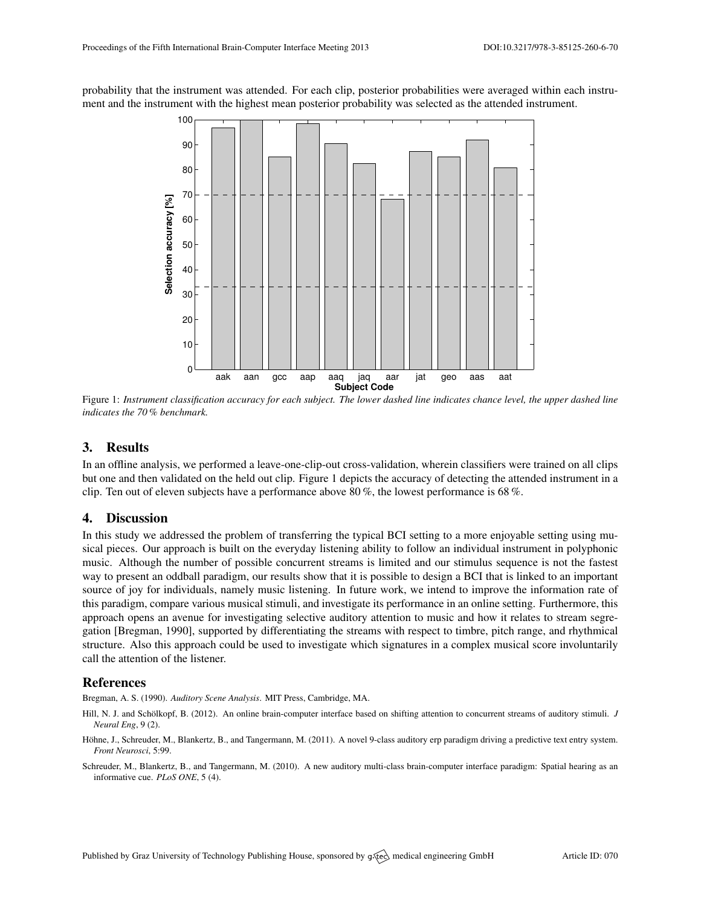probability that the instrument was attended. For each clip, posterior probabilities were averaged within each instrument and the instrument with the highest mean posterior probability was selected as the attended instrument.

Selection accuracy [%]

100
90
80
70
60
50
40
30
20
10
0

aak aan gcc aap aaq jaq aar jat geo aas aat

Subject Code

Figure 1: *Instrument classification accuracy for each subject. The lower dashed line indicates chance level, the upper dashed line indicates the 70 % benchmark.*

## 3. Results

In an offline analysis, we performed a leave-one-clip-out cross-validation, wherein classifiers were trained on all clips but one and then validated on the held out clip. Figure 1 depicts the accuracy of detecting the attended instrument in a clip. Ten out of eleven subjects have a performance above 80 %, the lowest performance is 68 %.

## 4. Discussion

In this study we addressed the problem of transferring the typical BCI setting to a more enjoyable setting using musical pieces. Our approach is built on the everyday listening ability to follow an individual instrument in polyphonic music. Although the number of possible concurrent streams is limited and our stimulus sequence is not the fastest way to present an oddball paradigm, our results show that it is possible to design a BCI that is linked to an important source of joy for individuals, namely music listening. In future work, we intend to improve the information rate of this paradigm, compare various musical stimuli, and investigate its performance in an online setting. Furthermore, this approach opens an avenue for investigating selective auditory attention to music and how it relates to stream segregation [Bregman, 1990], supported by differentiating the streams with respect to timbre, pitch range, and rhythmical structure. Also this approach could be used to investigate which signatures in a complex musical score involuntarily call the attention of the listener.

## References

Bregman, A. S. (1990). *Auditory Scene Analysis*. MIT Press, Cambridge, MA.

Hill, N. J. and Schölkopf, B. (2012). An online brain-computer interface based on shifting attention to concurrent streams of auditory stimuli. *J Neural Eng*, 9 (2).

Höhne, J., Schreuder, M., Blankertz, B., and Tangermann, M. (2011). A novel 9-class auditory erp paradigm driving a predictive text entry system. *Front Neurosci*, 5:99.

Schreuder, M., Blankertz, B., and Tangermann, M. (2010). A new auditory multi-class brain-computer interface paradigm: Spatial hearing as an informative cue. *PLoS ONE*, 5 (4).